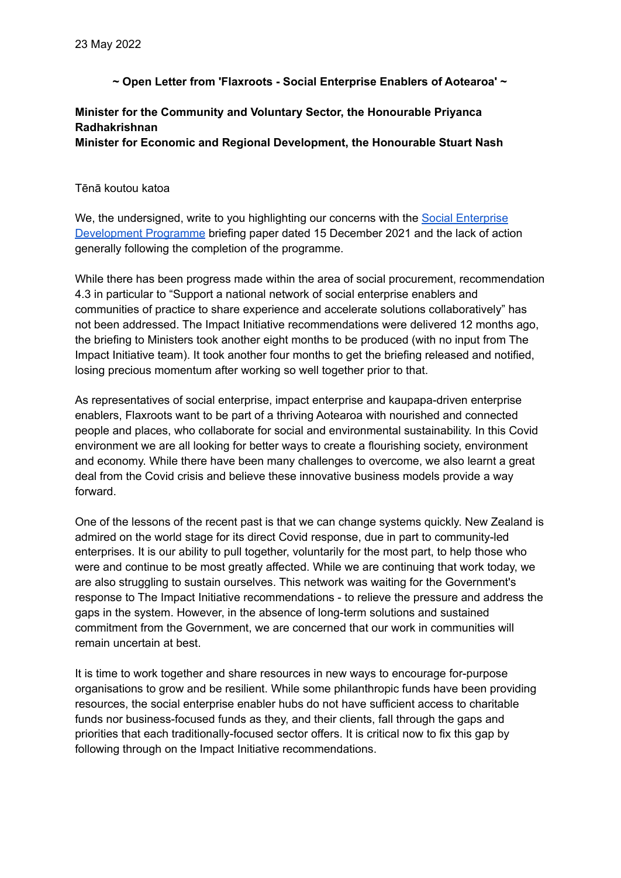23 May 2022

**~ Open Letter from 'Flaxroots - Social Enterprise Enablers of Aotearoa' ~**

**Minister for the Community and Voluntary Sector, the Honourable Priyanca Radhakrishnan**
**Minister for Economic and Regional Development, the Honourable Stuart Nash**

Tēnā koutou katoa

We, the undersigned, write to you highlighting our concerns with the [Social Enterprise Development Programme]() briefing paper dated 15 December 2021 and the lack of action generally following the completion of the programme.

While there has been progress made within the area of social procurement, recommendation 4.3 in particular to "Support a national network of social enterprise enablers and communities of practice to share experience and accelerate solutions collaboratively" has not been addressed. The Impact Initiative recommendations were delivered 12 months ago, the briefing to Ministers took another eight months to be produced (with no input from The Impact Initiative team). It took another four months to get the briefing released and notified, losing precious momentum after working so well together prior to that.

As representatives of social enterprise, impact enterprise and kaupapa-driven enterprise enablers, Flaxroots want to be part of a thriving Aotearoa with nourished and connected people and places, who collaborate for social and environmental sustainability. In this Covid environment we are all looking for better ways to create a flourishing society, environment and economy. While there have been many challenges to overcome, we also learnt a great deal from the Covid crisis and believe these innovative business models provide a way forward.

One of the lessons of the recent past is that we can change systems quickly. New Zealand is admired on the world stage for its direct Covid response, due in part to community-led enterprises. It is our ability to pull together, voluntarily for the most part, to help those who were and continue to be most greatly affected. While we are continuing that work today, we are also struggling to sustain ourselves. This network was waiting for the Government's response to The Impact Initiative recommendations - to relieve the pressure and address the gaps in the system. However, in the absence of long-term solutions and sustained commitment from the Government, we are concerned that our work in communities will remain uncertain at best.

It is time to work together and share resources in new ways to encourage for-purpose organisations to grow and be resilient. While some philanthropic funds have been providing resources, the social enterprise enabler hubs do not have sufficient access to charitable funds nor business-focused funds as they, and their clients, fall through the gaps and priorities that each traditionally-focused sector offers. It is critical now to fix this gap by following through on the Impact Initiative recommendations.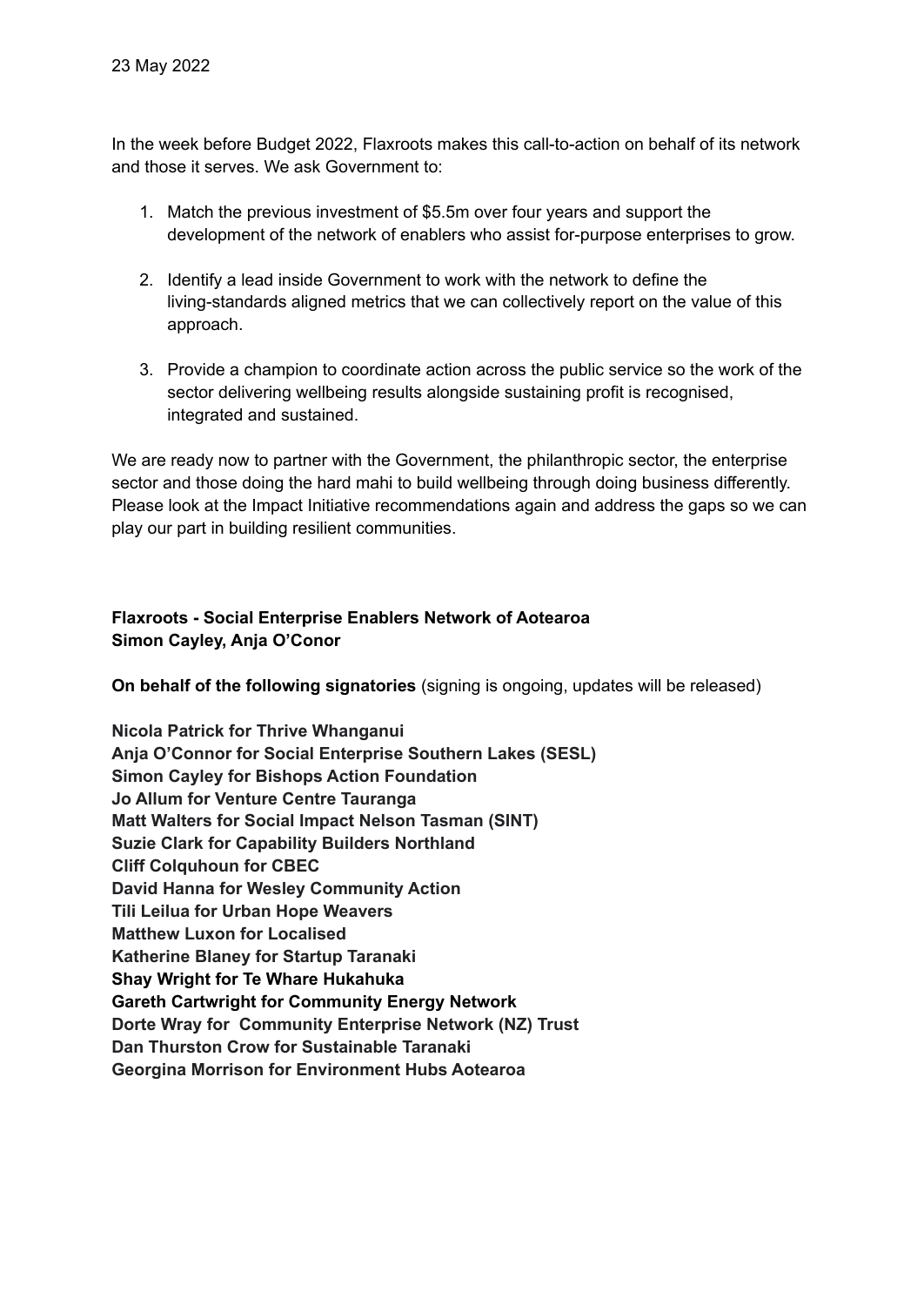23 May 2022

In the week before Budget 2022, Flaxroots makes this call-to-action on behalf of its network and those it serves. We ask Government to:

1. Match the previous investment of $5.5m over four years and support the development of the network of enablers who assist for-purpose enterprises to grow.

2. Identify a lead inside Government to work with the network to define the living-standards aligned metrics that we can collectively report on the value of this approach.

3. Provide a champion to coordinate action across the public service so the work of the sector delivering wellbeing results alongside sustaining profit is recognised, integrated and sustained.

We are ready now to partner with the Government, the philanthropic sector, the enterprise sector and those doing the hard mahi to build wellbeing through doing business differently. Please look at the Impact Initiative recommendations again and address the gaps so we can play our part in building resilient communities.

**Flaxroots - Social Enterprise Enablers Network of Aotearoa**
**Simon Cayley, Anja O'Conor**

**On behalf of the following signatories** (signing is ongoing, updates will be released)

**Nicola Patrick for Thrive Whanganui**
**Anja O'Connor for Social Enterprise Southern Lakes (SESL)**
**Simon Cayley for Bishops Action Foundation**
**Jo Allum for Venture Centre Tauranga**
**Matt Walters for Social Impact Nelson Tasman (SINT)**
**Suzie Clark for Capability Builders Northland**
**Cliff Colquhoun for CBEC**
**David Hanna for Wesley Community Action**
**Tili Leilua for Urban Hope Weavers**
**Matthew Luxon for Localised**
**Katherine Blaney for Startup Taranaki**
**Shay Wright for Te Whare Hukahuka**
**Gareth Cartwright for Community Energy Network**
**Dorte Wray for Community Enterprise Network (NZ) Trust**
**Dan Thurston Crow for Sustainable Taranaki**
**Georgina Morrison for Environment Hubs Aotearoa**